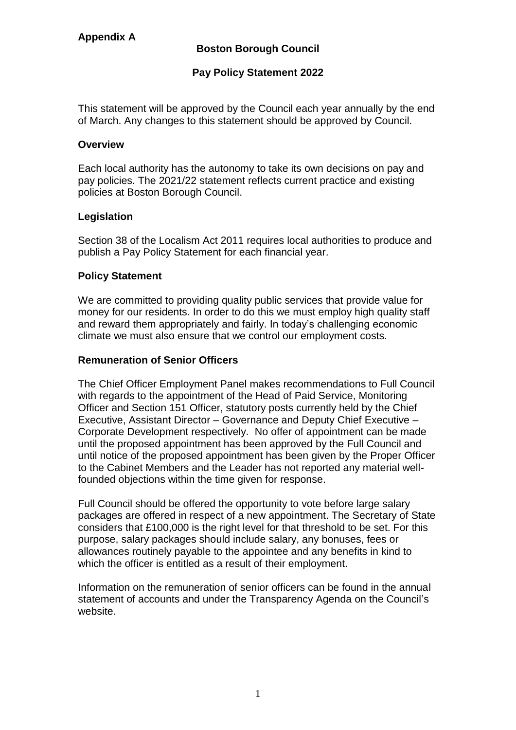**Appendix A**

# Boston Borough Council

## Pay Policy Statement 2022

This statement will be approved by the Council each year annually by the end of March. Any changes to this statement should be approved by Council.

### Overview

Each local authority has the autonomy to take its own decisions on pay and pay policies. The 2021/22 statement reflects current practice and existing policies at Boston Borough Council.

### Legislation

Section 38 of the Localism Act 2011 requires local authorities to produce and publish a Pay Policy Statement for each financial year.

### Policy Statement

We are committed to providing quality public services that provide value for money for our residents. In order to do this we must employ high quality staff and reward them appropriately and fairly. In today's challenging economic climate we must also ensure that we control our employment costs.

### Remuneration of Senior Officers

The Chief Officer Employment Panel makes recommendations to Full Council with regards to the appointment of the Head of Paid Service, Monitoring Officer and Section 151 Officer, statutory posts currently held by the Chief Executive, Assistant Director – Governance and Deputy Chief Executive – Corporate Development respectively. No offer of appointment can be made until the proposed appointment has been approved by the Full Council and until notice of the proposed appointment has been given by the Proper Officer to the Cabinet Members and the Leader has not reported any material well-founded objections within the time given for response.

Full Council should be offered the opportunity to vote before large salary packages are offered in respect of a new appointment. The Secretary of State considers that £100,000 is the right level for that threshold to be set. For this purpose, salary packages should include salary, any bonuses, fees or allowances routinely payable to the appointee and any benefits in kind to which the officer is entitled as a result of their employment.

Information on the remuneration of senior officers can be found in the annual statement of accounts and under the Transparency Agenda on the Council's website.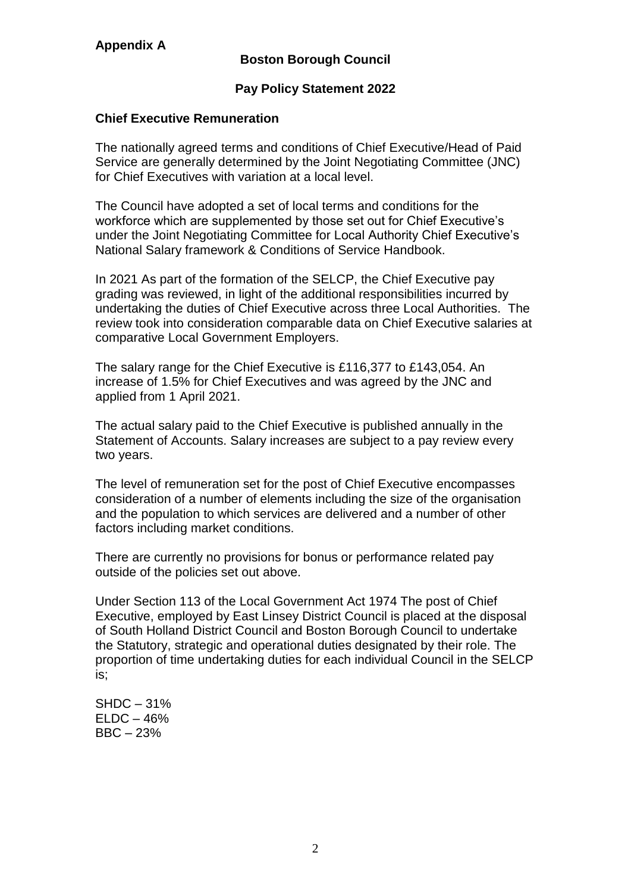**Appendix A**

# Boston Borough Council

## Pay Policy Statement 2022

### Chief Executive Remuneration

The nationally agreed terms and conditions of Chief Executive/Head of Paid Service are generally determined by the Joint Negotiating Committee (JNC) for Chief Executives with variation at a local level.

The Council have adopted a set of local terms and conditions for the workforce which are supplemented by those set out for Chief Executive's under the Joint Negotiating Committee for Local Authority Chief Executive's National Salary framework & Conditions of Service Handbook.

In 2021 As part of the formation of the SELCP, the Chief Executive pay grading was reviewed, in light of the additional responsibilities incurred by undertaking the duties of Chief Executive across three Local Authorities. The review took into consideration comparable data on Chief Executive salaries at comparative Local Government Employers.

The salary range for the Chief Executive is £116,377 to £143,054. An increase of 1.5% for Chief Executives and was agreed by the JNC and applied from 1 April 2021.

The actual salary paid to the Chief Executive is published annually in the Statement of Accounts. Salary increases are subject to a pay review every two years.

The level of remuneration set for the post of Chief Executive encompasses consideration of a number of elements including the size of the organisation and the population to which services are delivered and a number of other factors including market conditions.

There are currently no provisions for bonus or performance related pay outside of the policies set out above.

Under Section 113 of the Local Government Act 1974 The post of Chief Executive, employed by East Linsey District Council is placed at the disposal of South Holland District Council and Boston Borough Council to undertake the Statutory, strategic and operational duties designated by their role. The proportion of time undertaking duties for each individual Council in the SELCP is;

SHDC – 31%
ELDC – 46%
BBC – 23%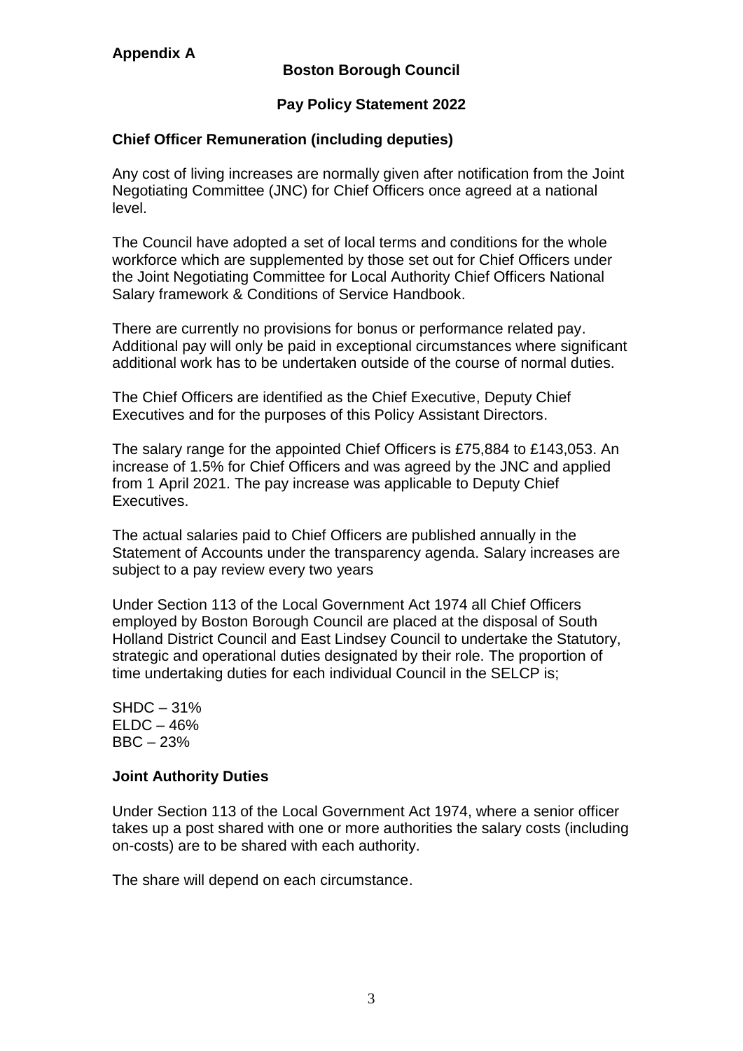**Appendix A**

# Boston Borough Council

## Pay Policy Statement 2022

### Chief Officer Remuneration (including deputies)

Any cost of living increases are normally given after notification from the Joint Negotiating Committee (JNC) for Chief Officers once agreed at a national level.

The Council have adopted a set of local terms and conditions for the whole workforce which are supplemented by those set out for Chief Officers under the Joint Negotiating Committee for Local Authority Chief Officers National Salary framework & Conditions of Service Handbook.

There are currently no provisions for bonus or performance related pay. Additional pay will only be paid in exceptional circumstances where significant additional work has to be undertaken outside of the course of normal duties.

The Chief Officers are identified as the Chief Executive, Deputy Chief Executives and for the purposes of this Policy Assistant Directors.

The salary range for the appointed Chief Officers is £75,884 to £143,053. An increase of 1.5% for Chief Officers and was agreed by the JNC and applied from 1 April 2021. The pay increase was applicable to Deputy Chief Executives.

The actual salaries paid to Chief Officers are published annually in the Statement of Accounts under the transparency agenda. Salary increases are subject to a pay review every two years

Under Section 113 of the Local Government Act 1974 all Chief Officers employed by Boston Borough Council are placed at the disposal of South Holland District Council and East Lindsey Council to undertake the Statutory, strategic and operational duties designated by their role. The proportion of time undertaking duties for each individual Council in the SELCP is;

SHDC – 31%
ELDC – 46%
BBC – 23%

### Joint Authority Duties

Under Section 113 of the Local Government Act 1974, where a senior officer takes up a post shared with one or more authorities the salary costs (including on-costs) are to be shared with each authority.

The share will depend on each circumstance.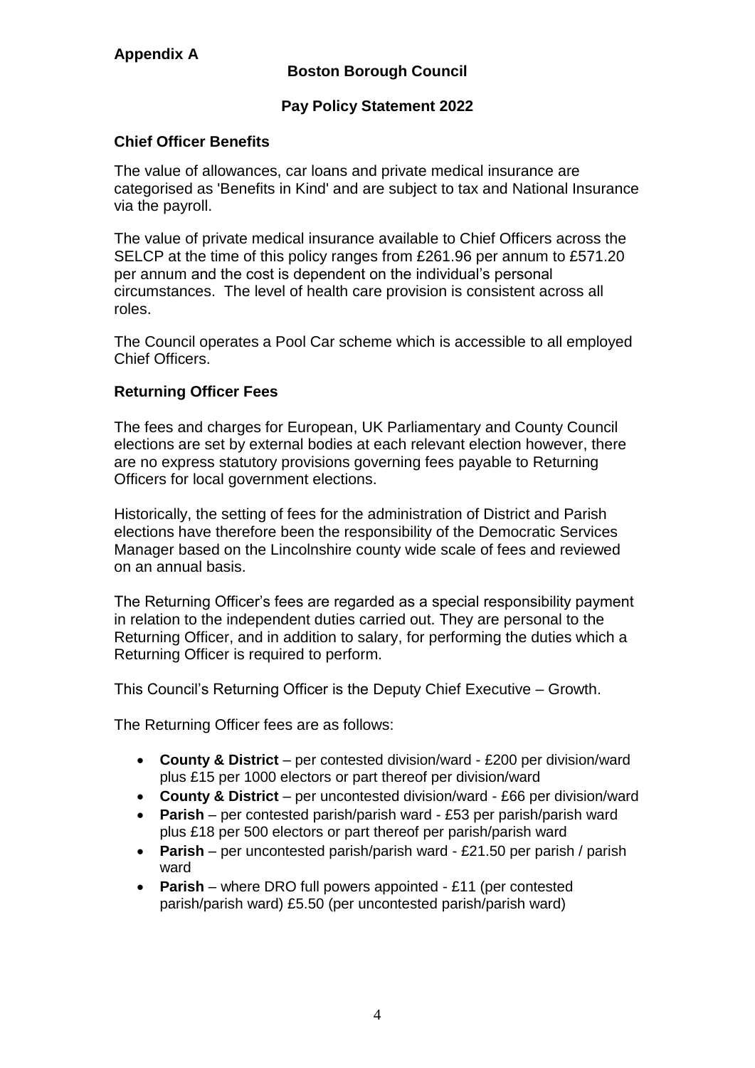**Appendix A**

## Boston Borough Council

## Pay Policy Statement 2022

### Chief Officer Benefits

The value of allowances, car loans and private medical insurance are categorised as 'Benefits in Kind' and are subject to tax and National Insurance via the payroll.

The value of private medical insurance available to Chief Officers across the SELCP at the time of this policy ranges from £261.96 per annum to £571.20 per annum and the cost is dependent on the individual's personal circumstances. The level of health care provision is consistent across all roles.

The Council operates a Pool Car scheme which is accessible to all employed Chief Officers.

### Returning Officer Fees

The fees and charges for European, UK Parliamentary and County Council elections are set by external bodies at each relevant election however, there are no express statutory provisions governing fees payable to Returning Officers for local government elections.

Historically, the setting of fees for the administration of District and Parish elections have therefore been the responsibility of the Democratic Services Manager based on the Lincolnshire county wide scale of fees and reviewed on an annual basis.

The Returning Officer's fees are regarded as a special responsibility payment in relation to the independent duties carried out. They are personal to the Returning Officer, and in addition to salary, for performing the duties which a Returning Officer is required to perform.

This Council's Returning Officer is the Deputy Chief Executive – Growth.

The Returning Officer fees are as follows:

- **County & District** – per contested division/ward - £200 per division/ward plus £15 per 1000 electors or part thereof per division/ward
- **County & District** – per uncontested division/ward - £66 per division/ward
- **Parish** – per contested parish/parish ward - £53 per parish/parish ward plus £18 per 500 electors or part thereof per parish/parish ward
- **Parish** – per uncontested parish/parish ward - £21.50 per parish / parish ward
- **Parish** – where DRO full powers appointed - £11 (per contested parish/parish ward) £5.50 (per uncontested parish/parish ward)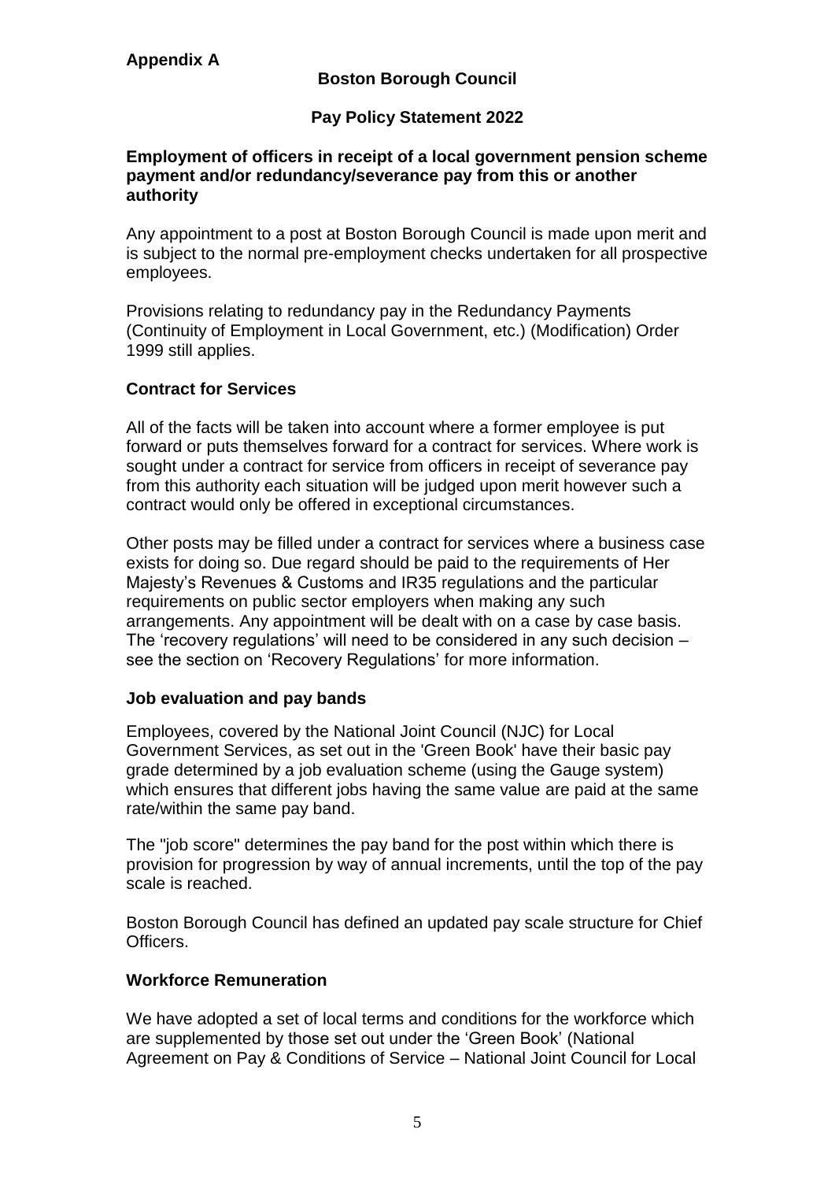**Appendix A**

**Boston Borough Council**

**Pay Policy Statement 2022**

**Employment of officers in receipt of a local government pension scheme payment and/or redundancy/severance pay from this or another authority**

Any appointment to a post at Boston Borough Council is made upon merit and is subject to the normal pre-employment checks undertaken for all prospective employees.

Provisions relating to redundancy pay in the Redundancy Payments (Continuity of Employment in Local Government, etc.) (Modification) Order 1999 still applies.

**Contract for Services**

All of the facts will be taken into account where a former employee is put forward or puts themselves forward for a contract for services. Where work is sought under a contract for service from officers in receipt of severance pay from this authority each situation will be judged upon merit however such a contract would only be offered in exceptional circumstances.

Other posts may be filled under a contract for services where a business case exists for doing so. Due regard should be paid to the requirements of Her Majesty's Revenues & Customs and IR35 regulations and the particular requirements on public sector employers when making any such arrangements. Any appointment will be dealt with on a case by case basis. The 'recovery regulations' will need to be considered in any such decision – see the section on 'Recovery Regulations' for more information.

**Job evaluation and pay bands**

Employees, covered by the National Joint Council (NJC) for Local Government Services, as set out in the 'Green Book' have their basic pay grade determined by a job evaluation scheme (using the Gauge system) which ensures that different jobs having the same value are paid at the same rate/within the same pay band.

The "job score" determines the pay band for the post within which there is provision for progression by way of annual increments, until the top of the pay scale is reached.

Boston Borough Council has defined an updated pay scale structure for Chief Officers.

**Workforce Remuneration**

We have adopted a set of local terms and conditions for the workforce which are supplemented by those set out under the 'Green Book' (National Agreement on Pay & Conditions of Service – National Joint Council for Local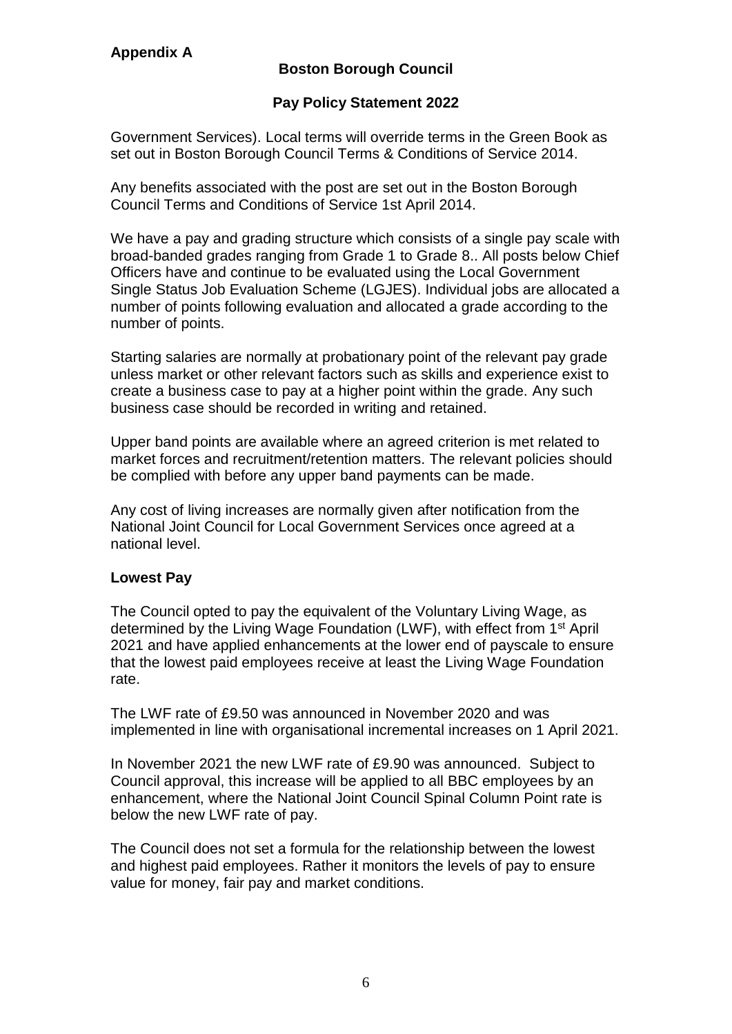**Appendix A**

**Boston Borough Council**

**Pay Policy Statement 2022**

Government Services). Local terms will override terms in the Green Book as set out in Boston Borough Council Terms & Conditions of Service 2014.

Any benefits associated with the post are set out in the Boston Borough Council Terms and Conditions of Service 1st April 2014.

We have a pay and grading structure which consists of a single pay scale with broad-banded grades ranging from Grade 1 to Grade 8.. All posts below Chief Officers have and continue to be evaluated using the Local Government Single Status Job Evaluation Scheme (LGJES). Individual jobs are allocated a number of points following evaluation and allocated a grade according to the number of points.

Starting salaries are normally at probationary point of the relevant pay grade unless market or other relevant factors such as skills and experience exist to create a business case to pay at a higher point within the grade. Any such business case should be recorded in writing and retained.

Upper band points are available where an agreed criterion is met related to market forces and recruitment/retention matters. The relevant policies should be complied with before any upper band payments can be made.

Any cost of living increases are normally given after notification from the National Joint Council for Local Government Services once agreed at a national level.

### Lowest Pay

The Council opted to pay the equivalent of the Voluntary Living Wage, as determined by the Living Wage Foundation (LWF), with effect from 1st April 2021 and have applied enhancements at the lower end of payscale to ensure that the lowest paid employees receive at least the Living Wage Foundation rate.

The LWF rate of £9.50 was announced in November 2020 and was implemented in line with organisational incremental increases on 1 April 2021.

In November 2021 the new LWF rate of £9.90 was announced. Subject to Council approval, this increase will be applied to all BBC employees by an enhancement, where the National Joint Council Spinal Column Point rate is below the new LWF rate of pay.

The Council does not set a formula for the relationship between the lowest and highest paid employees. Rather it monitors the levels of pay to ensure value for money, fair pay and market conditions.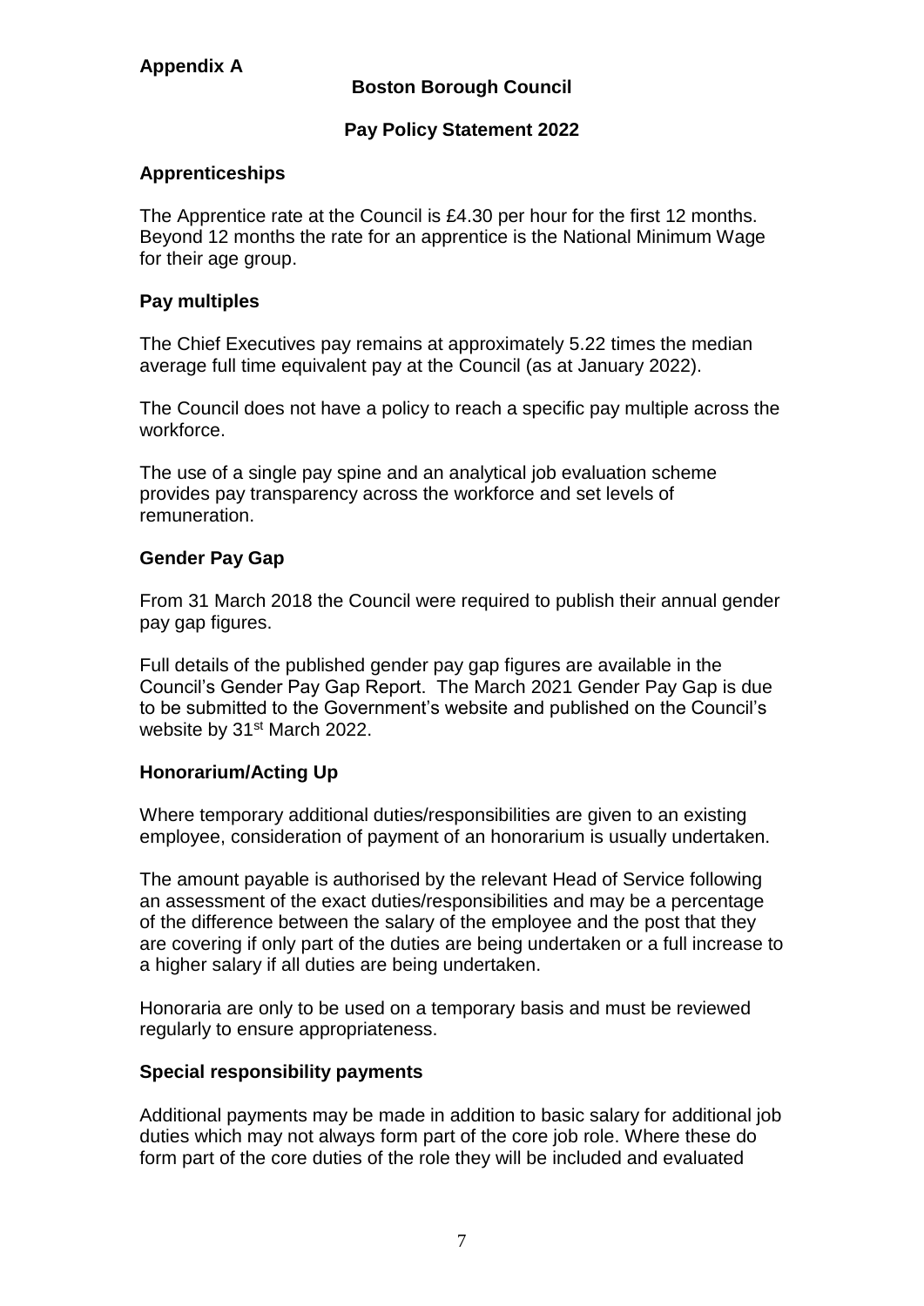**Appendix A**

**Boston Borough Council**

**Pay Policy Statement 2022**

**Apprenticeships**

The Apprentice rate at the Council is £4.30 per hour for the first 12 months. Beyond 12 months the rate for an apprentice is the National Minimum Wage for their age group.

**Pay multiples**

The Chief Executives pay remains at approximately 5.22 times the median average full time equivalent pay at the Council (as at January 2022).

The Council does not have a policy to reach a specific pay multiple across the workforce.

The use of a single pay spine and an analytical job evaluation scheme provides pay transparency across the workforce and set levels of remuneration.

**Gender Pay Gap**

From 31 March 2018 the Council were required to publish their annual gender pay gap figures.

Full details of the published gender pay gap figures are available in the Council's Gender Pay Gap Report. The March 2021 Gender Pay Gap is due to be submitted to the Government's website and published on the Council's website by 31st March 2022.

**Honorarium/Acting Up**

Where temporary additional duties/responsibilities are given to an existing employee, consideration of payment of an honorarium is usually undertaken.

The amount payable is authorised by the relevant Head of Service following an assessment of the exact duties/responsibilities and may be a percentage of the difference between the salary of the employee and the post that they are covering if only part of the duties are being undertaken or a full increase to a higher salary if all duties are being undertaken.

Honoraria are only to be used on a temporary basis and must be reviewed regularly to ensure appropriateness.

**Special responsibility payments**

Additional payments may be made in addition to basic salary for additional job duties which may not always form part of the core job role. Where these do form part of the core duties of the role they will be included and evaluated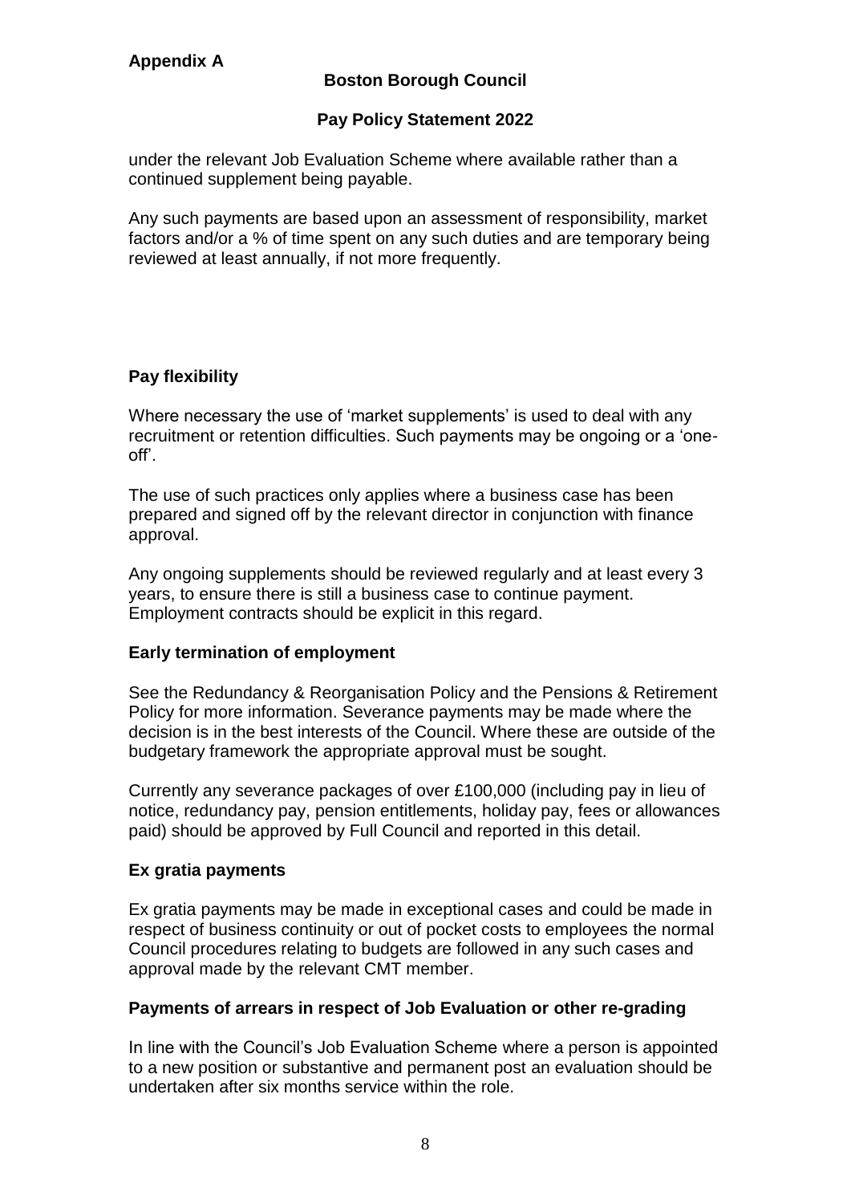under the relevant Job Evaluation Scheme where available rather than a continued supplement being payable.

Any such payments are based upon an assessment of responsibility, market factors and/or a % of time spent on any such duties and are temporary being reviewed at least annually, if not more frequently.

**Pay flexibility**

Where necessary the use of 'market supplements' is used to deal with any recruitment or retention difficulties. Such payments may be ongoing or a 'one-off'.

The use of such practices only applies where a business case has been prepared and signed off by the relevant director in conjunction with finance approval.

Any ongoing supplements should be reviewed regularly and at least every 3 years, to ensure there is still a business case to continue payment. Employment contracts should be explicit in this regard.

**Early termination of employment**

See the Redundancy & Reorganisation Policy and the Pensions & Retirement Policy for more information. Severance payments may be made where the decision is in the best interests of the Council. Where these are outside of the budgetary framework the appropriate approval must be sought.

Currently any severance packages of over £100,000 (including pay in lieu of notice, redundancy pay, pension entitlements, holiday pay, fees or allowances paid) should be approved by Full Council and reported in this detail.

**Ex gratia payments**

Ex gratia payments may be made in exceptional cases and could be made in respect of business continuity or out of pocket costs to employees the normal Council procedures relating to budgets are followed in any such cases and approval made by the relevant CMT member.

**Payments of arrears in respect of Job Evaluation or other re-grading**

In line with the Council's Job Evaluation Scheme where a person is appointed to a new position or substantive and permanent post an evaluation should be undertaken after six months service within the role.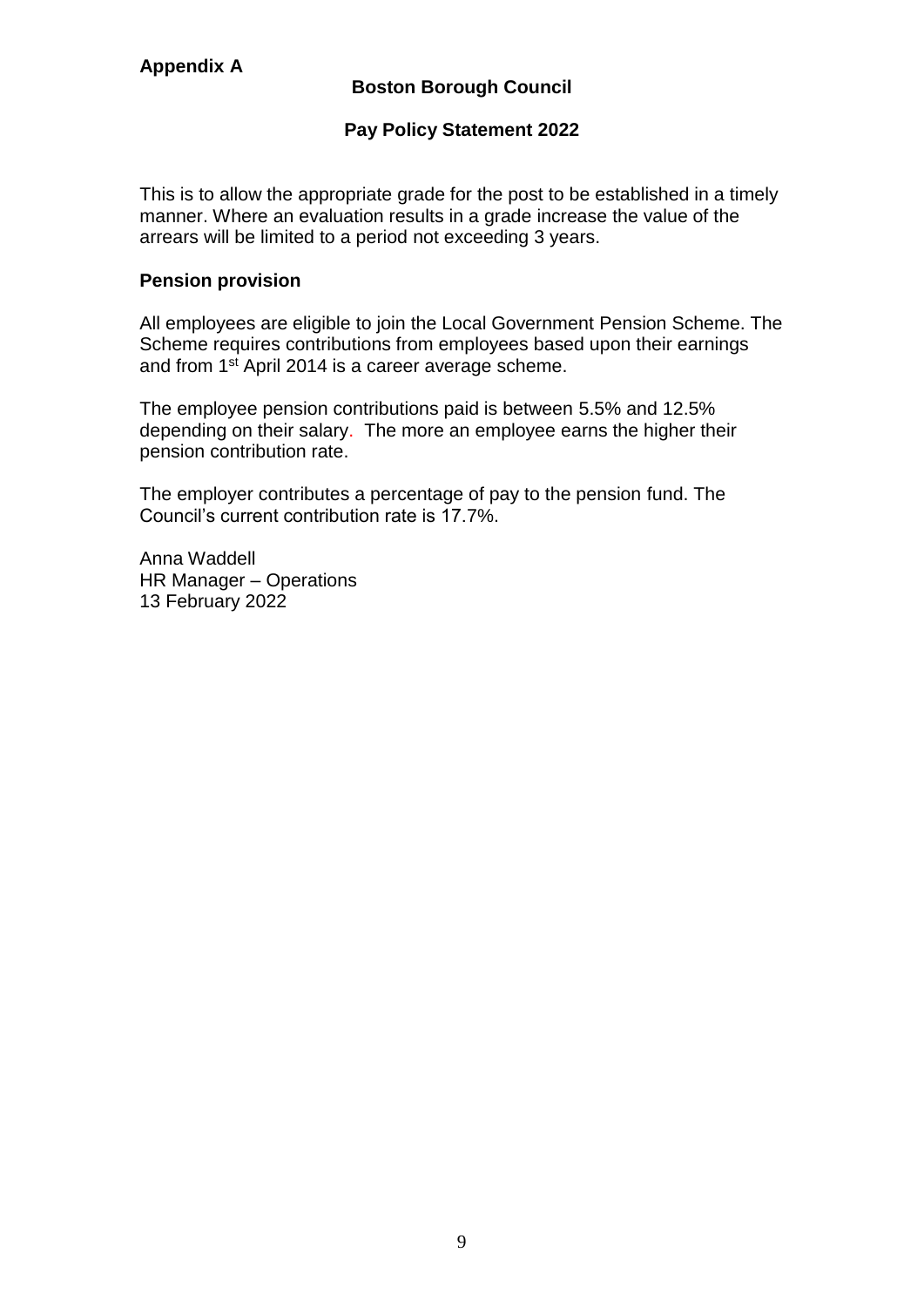**Appendix A**

**Boston Borough Council**

**Pay Policy Statement 2022**

This is to allow the appropriate grade for the post to be established in a timely manner. Where an evaluation results in a grade increase the value of the arrears will be limited to a period not exceeding 3 years.

**Pension provision**

All employees are eligible to join the Local Government Pension Scheme. The Scheme requires contributions from employees based upon their earnings and from 1st April 2014 is a career average scheme.

The employee pension contributions paid is between 5.5% and 12.5% depending on their salary. The more an employee earns the higher their pension contribution rate.

The employer contributes a percentage of pay to the pension fund. The Council's current contribution rate is 17.7%.

Anna Waddell
HR Manager – Operations
13 February 2022